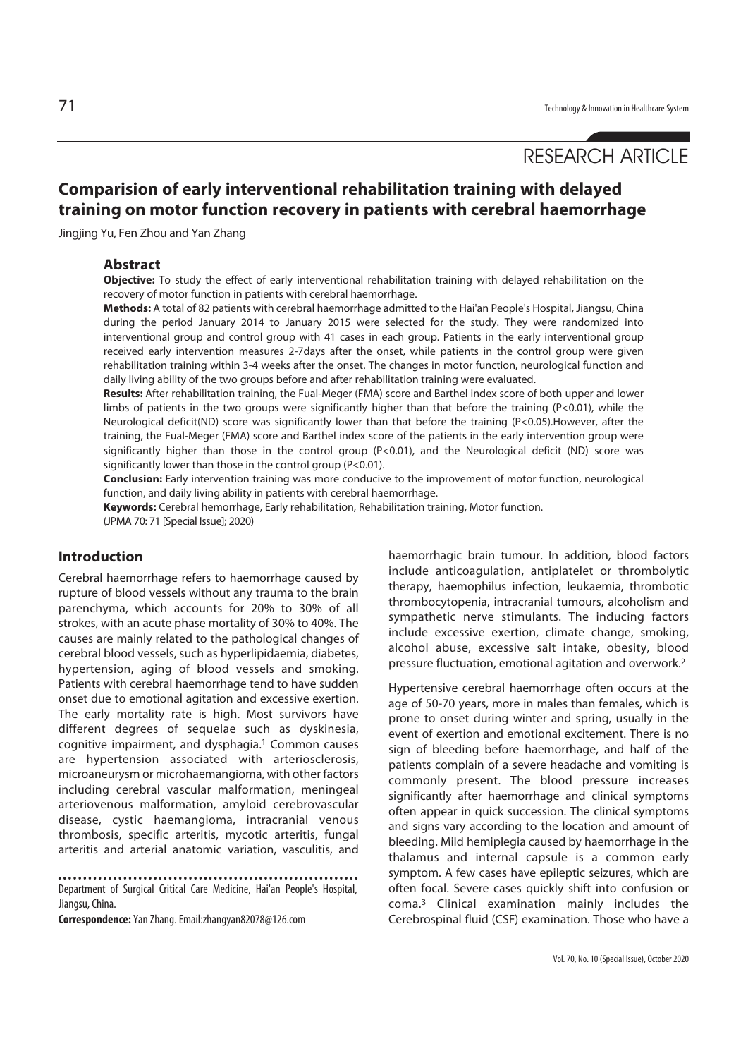RESEARCH ARTICLE

# Comparision of early interventional rehabilitation training with delayed training on motor function recovery in patients with cerebral haemorrhage

Jingjing Yu, Fen Zhou and Yan Zhang

## Abstract

**Objective:** To study the effect of early interventional rehabilitation training with delayed rehabilitation on the recovery of motor function in patients with cerebral haemorrhage.

**Methods:** A total of 82 patients with cerebral haemorrhage admitted to the Hai'an People's Hospital, Jiangsu, China during the period January 2014 to January 2015 were selected for the study. They were randomized into interventional group and control group with 41 cases in each group. Patients in the early interventional group received early intervention measures 2-7days after the onset, while patients in the control group were given rehabilitation training within 3-4 weeks after the onset. The changes in motor function, neurological function and daily living ability of the two groups before and after rehabilitation training were evaluated.

**Results:** After rehabilitation training, the Fual-Meger (FMA) score and Barthel index score of both upper and lower limbs of patients in the two groups were significantly higher than that before the training ($P<0.01$), while the Neurological deficit(ND) score was significantly lower than that before the training ($P<0.05$).However, after the training, the Fual-Meger (FMA) score and Barthel index score of the patients in the early intervention group were significantly higher than those in the control group ($P<0.01$), and the Neurological deficit (ND) score was significantly lower than those in the control group ($P<0.01$).

**Conclusion:** Early intervention training was more conducive to the improvement of motor function, neurological function, and daily living ability in patients with cerebral haemorrhage.

**Keywords:** Cerebral hemorrhage, Early rehabilitation, Rehabilitation training, Motor function.

(JPMA 70: 71 [Special Issue]; 2020)

## Introduction

Cerebral haemorrhage refers to haemorrhage caused by rupture of blood vessels without any trauma to the brain parenchyma, which accounts for 20% to 30% of all strokes, with an acute phase mortality of 30% to 40%. The causes are mainly related to the pathological changes of cerebral blood vessels, such as hyperlipidaemia, diabetes, hypertension, aging of blood vessels and smoking. Patients with cerebral haemorrhage tend to have sudden onset due to emotional agitation and excessive exertion. The early mortality rate is high. Most survivors have different degrees of sequelae such as dyskinesia, cognitive impairment, and dysphagia.[1] Common causes are hypertension associated with arteriosclerosis, microaneurysm or microhaemangioma, with other factors including cerebral vascular malformation, meningeal arteriovenous malformation, amyloid cerebrovascular disease, cystic haemangioma, intracranial venous thrombosis, specific arteritis, mycotic arteritis, fungal arteritis and arterial anatomic variation, vasculitis, and haemorrhagic brain tumour. In addition, blood factors include anticoagulation, antiplatelet or thrombolytic therapy, haemophilus infection, leukaemia, thrombotic thrombocytopenia, intracranial tumours, alcoholism and sympathetic nerve stimulants. The inducing factors include excessive exertion, climate change, smoking, alcohol abuse, excessive salt intake, obesity, blood pressure fluctuation, emotional agitation and overwork.[2]

Hypertensive cerebral haemorrhage often occurs at the age of 50-70 years, more in males than females, which is prone to onset during winter and spring, usually in the event of exertion and emotional excitement. There is no sign of bleeding before haemorrhage, and half of the patients complain of a severe headache and vomiting is commonly present. The blood pressure increases significantly after haemorrhage and clinical symptoms often appear in quick succession. The clinical symptoms and signs vary according to the location and amount of bleeding. Mild hemiplegia caused by haemorrhage in the thalamus and internal capsule is a common early symptom. A few cases have epileptic seizures, which are often focal. Severe cases quickly shift into confusion or coma.[3] Clinical examination mainly includes the Cerebrospinal fluid (CSF) examination. Those who have a

Department of Surgical Critical Care Medicine, Hai'an People's Hospital, Jiangsu, China.

**Correspondence:** Yan Zhang. Email:zhangyan82078@126.com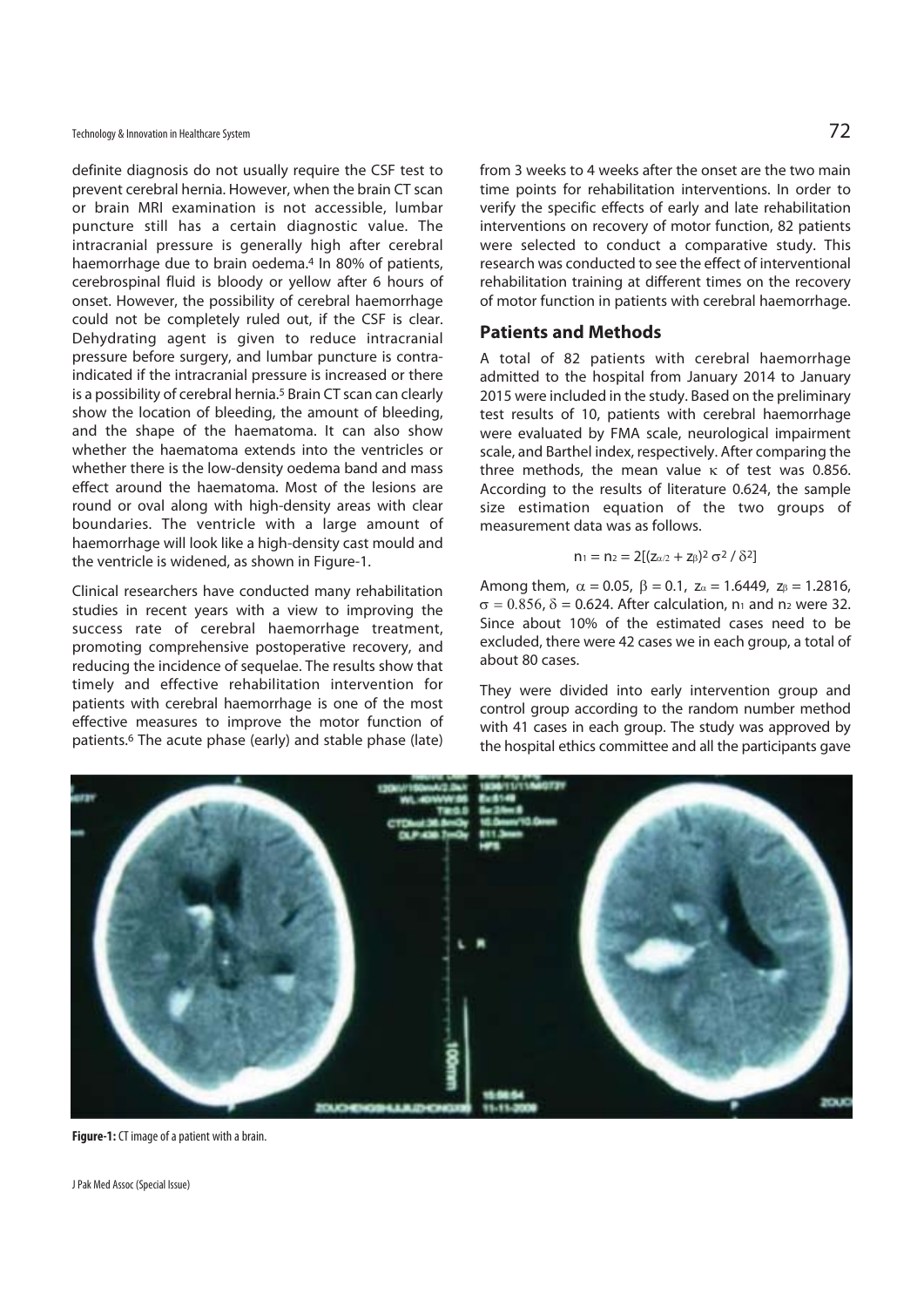definite diagnosis do not usually require the CSF test to prevent cerebral hernia. However, when the brain CT scan or brain MRI examination is not accessible, lumbar puncture still has a certain diagnostic value. The intracranial pressure is generally high after cerebral haemorrhage due to brain oedema.[4] In 80% of patients, cerebrospinal fluid is bloody or yellow after 6 hours of onset. However, the possibility of cerebral haemorrhage could not be completely ruled out, if the CSF is clear. Dehydrating agent is given to reduce intracranial pressure before surgery, and lumbar puncture is contra-indicated if the intracranial pressure is increased or there is a possibility of cerebral hernia.[5] Brain CT scan can clearly show the location of bleeding, the amount of bleeding, and the shape of the haematoma. It can also show whether the haematoma extends into the ventricles or whether there is the low-density oedema band and mass effect around the haematoma. Most of the lesions are round or oval along with high-density areas with clear boundaries. The ventricle with a large amount of haemorrhage will look like a high-density cast mould and the ventricle is widened, as shown in Figure-1.

Clinical researchers have conducted many rehabilitation studies in recent years with a view to improving the success rate of cerebral haemorrhage treatment, promoting comprehensive postoperative recovery, and reducing the incidence of sequelae. The results show that timely and effective rehabilitation intervention for patients with cerebral haemorrhage is one of the most effective measures to improve the motor function of patients.[6] The acute phase (early) and stable phase (late) from 3 weeks to 4 weeks after the onset are the two main time points for rehabilitation interventions. In order to verify the specific effects of early and late rehabilitation interventions on recovery of motor function, 82 patients were selected to conduct a comparative study. This research was conducted to see the effect of interventional rehabilitation training at different times on the recovery of motor function in patients with cerebral haemorrhage.

## Patients and Methods

A total of 82 patients with cerebral haemorrhage admitted to the hospital from January 2014 to January 2015 were included in the study. Based on the preliminary test results of 10, patients with cerebral haemorrhage were evaluated by FMA scale, neurological impairment scale, and Barthel index, respectively. After comparing the three methods, the mean value $\kappa$ of test was 0.856. According to the results of literature 0.624, the sample size estimation equation of the two groups of measurement data was as follows.

$$n_1 = n_2 = 2[(z_{\alpha/2} + z_\beta)^2 \sigma^2 / \delta^2]$$

Among them, $\alpha = 0.05$, $\beta = 0.1$, $z_\alpha = 1.6449$, $z_\beta = 1.2816$, $\sigma = 0.856$, $\delta = 0.624$. After calculation, $n_1$ and $n_2$ were 32. Since about 10% of the estimated cases need to be excluded, there were 42 cases we in each group, a total of about 80 cases.

They were divided into early intervention group and control group according to the random number method with 41 cases in each group. The study was approved by the hospital ethics committee and all the participants gave

**Figure-1:** CT image of a patient with a brain.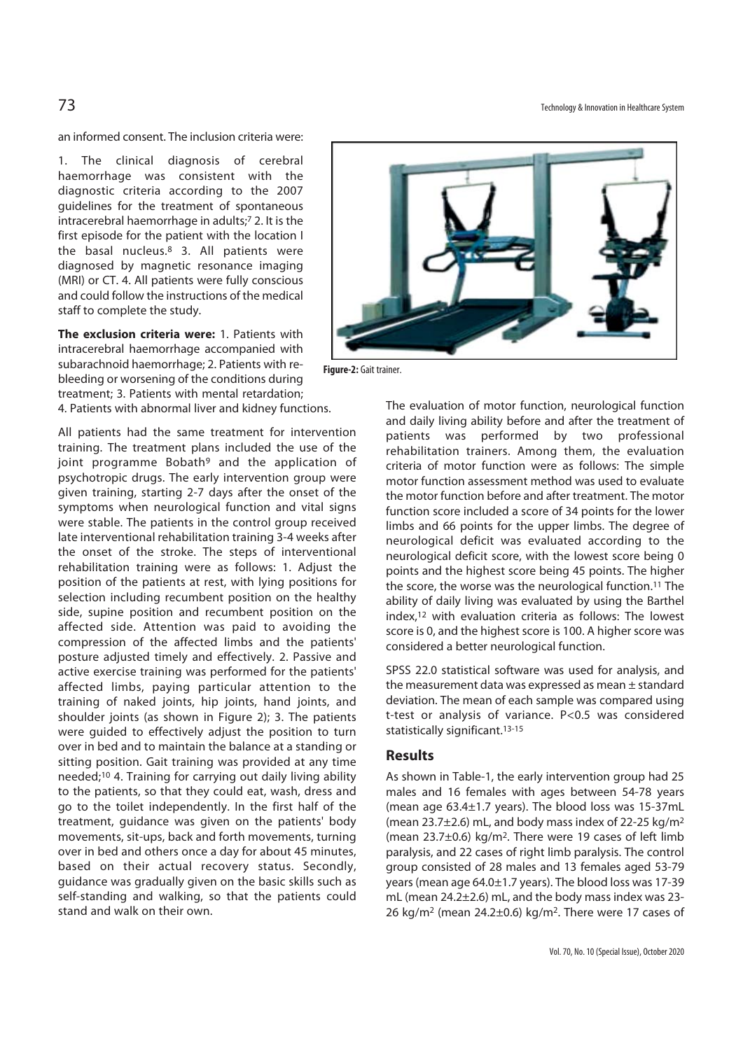an informed consent. The inclusion criteria were:

1. The clinical diagnosis of cerebral haemorrhage was consistent with the diagnostic criteria according to the 2007 guidelines for the treatment of spontaneous intracerebral haemorrhage in adults;[7] 2. It is the first episode for the patient with the location I the basal nucleus.[8] 3. All patients were diagnosed by magnetic resonance imaging (MRI) or CT. 4. All patients were fully conscious and could follow the instructions of the medical staff to complete the study.

**The exclusion criteria were:** 1. Patients with intracerebral haemorrhage accompanied with subarachnoid haemorrhage; 2. Patients with re-bleeding or worsening of the conditions during treatment; 3. Patients with mental retardation; 4. Patients with abnormal liver and kidney functions.

All patients had the same treatment for intervention training. The treatment plans included the use of the joint programme Bobath[9] and the application of psychotropic drugs. The early intervention group were given training, starting 2-7 days after the onset of the symptoms when neurological function and vital signs were stable. The patients in the control group received late interventional rehabilitation training 3-4 weeks after the onset of the stroke. The steps of interventional rehabilitation training were as follows: 1. Adjust the position of the patients at rest, with lying positions for selection including recumbent position on the healthy side, supine position and recumbent position on the affected side. Attention was paid to avoiding the compression of the affected limbs and the patients' posture adjusted timely and effectively. 2. Passive and active exercise training was performed for the patients' affected limbs, paying particular attention to the training of naked joints, hip joints, hand joints, and shoulder joints (as shown in Figure 2); 3. The patients were guided to effectively adjust the position to turn over in bed and to maintain the balance at a standing or sitting position. Gait training was provided at any time needed;[10] 4. Training for carrying out daily living ability to the patients, so that they could eat, wash, dress and go to the toilet independently. In the first half of the treatment, guidance was given on the patients' body movements, sit-ups, back and forth movements, turning over in bed and others once a day for about 45 minutes, based on their actual recovery status. Secondly, guidance was gradually given on the basic skills such as self-standing and walking, so that the patients could stand and walk on their own.

**Figure-2:** Gait trainer.

The evaluation of motor function, neurological function and daily living ability before and after the treatment of patients was performed by two professional rehabilitation trainers. Among them, the evaluation criteria of motor function were as follows: The simple motor function assessment method was used to evaluate the motor function before and after treatment. The motor function score included a score of 34 points for the lower limbs and 66 points for the upper limbs. The degree of neurological deficit was evaluated according to the neurological deficit score, with the lowest score being 0 points and the highest score being 45 points. The higher the score, the worse was the neurological function.[11] The ability of daily living was evaluated by using the Barthel index,[12] with evaluation criteria as follows: The lowest score is 0, and the highest score is 100. A higher score was considered a better neurological function.

SPSS 22.0 statistical software was used for analysis, and the measurement data was expressed as mean ± standard deviation. The mean of each sample was compared using t-test or analysis of variance. $P<0.5$ was considered statistically significant.[13-15]

## Results

As shown in Table-1, the early intervention group had 25 males and 16 females with ages between 54-78 years (mean age 63.4±1.7 years). The blood loss was 15-37mL (mean 23.7±2.6) mL, and body mass index of 22-25 kg/m$^2$ (mean 23.7±0.6) kg/m$^2$. There were 19 cases of left limb paralysis, and 22 cases of right limb paralysis. The control group consisted of 28 males and 13 females aged 53-79 years (mean age 64.0±1.7 years). The blood loss was 17-39 mL (mean 24.2±2.6) mL, and the body mass index was 23-26 kg/m$^2$ (mean 24.2±0.6) kg/m$^2$. There were 17 cases of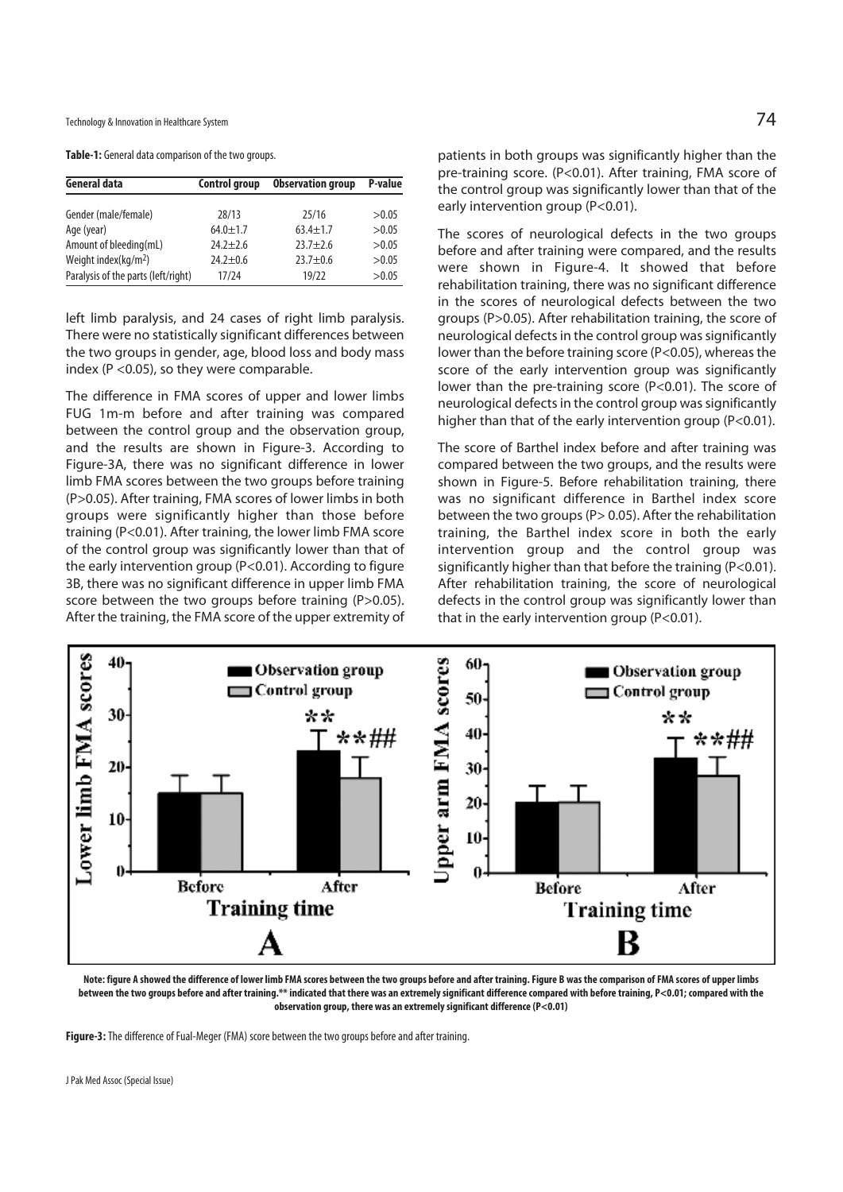**Table-1:** General data comparison of the two groups.

| General data | Control group | Observation group | P-value |
|---|---|---|---|
| Gender (male/female) | 28/13 | 25/16 | >0.05 |
| Age (year) | 64.0±1.7 | 63.4±1.7 | >0.05 |
| Amount of bleeding(mL) | 24.2±2.6 | 23.7±2.6 | >0.05 |
| Weight index(kg/m$^2$) | 24.2±0.6 | 23.7±0.6 | >0.05 |
| Paralysis of the parts (left/right) | 17/24 | 19/22 | >0.05 |

left limb paralysis, and 24 cases of right limb paralysis. There were no statistically significant differences between the two groups in gender, age, blood loss and body mass index (P <0.05), so they were comparable.

The difference in FMA scores of upper and lower limbs FUG 1m-m before and after training was compared between the control group and the observation group, and the results are shown in Figure-3. According to Figure-3A, there was no significant difference in lower limb FMA scores between the two groups before training (P>0.05). After training, FMA scores of lower limbs in both groups were significantly higher than those before training (P<0.01). After training, the lower limb FMA score of the control group was significantly lower than that of the early intervention group (P<0.01). According to figure 3B, there was no significant difference in upper limb FMA score between the two groups before training (P>0.05). After the training, the FMA score of the upper extremity of patients in both groups was significantly higher than the pre-training score. (P<0.01). After training, FMA score of the control group was significantly lower than that of the early intervention group (P<0.01).

The scores of neurological defects in the two groups before and after training were compared, and the results were shown in Figure-4. It showed that before rehabilitation training, there was no significant difference in the scores of neurological defects between the two groups (P>0.05). After rehabilitation training, the score of neurological defects in the control group was significantly lower than the before training score (P<0.05), whereas the score of the early intervention group was significantly lower than the pre-training score (P<0.01). The score of neurological defects in the control group was significantly higher than that of the early intervention group (P<0.01).

The score of Barthel index before and after training was compared between the two groups, and the results were shown in Figure-5. Before rehabilitation training, there was no significant difference in Barthel index score between the two groups (P> 0.05). After the rehabilitation training, the Barthel index score in both the early intervention group and the control group was significantly higher than that before the training (P<0.01). After rehabilitation training, the score of neurological defects in the control group was significantly lower than that in the early intervention group (P<0.01).

**Note: figure A showed the difference of lower limb FMA scores between the two groups before and after training. Figure B was the comparison of FMA scores of upper limbs between the two groups before and after training.\*\* indicated that there was an extremely significant difference compared with before training, P<0.01; compared with the observation group, there was an extremely significant difference (P<0.01)**

**Figure-3:** The difference of Fual-Meger (FMA) score between the two groups before and after training.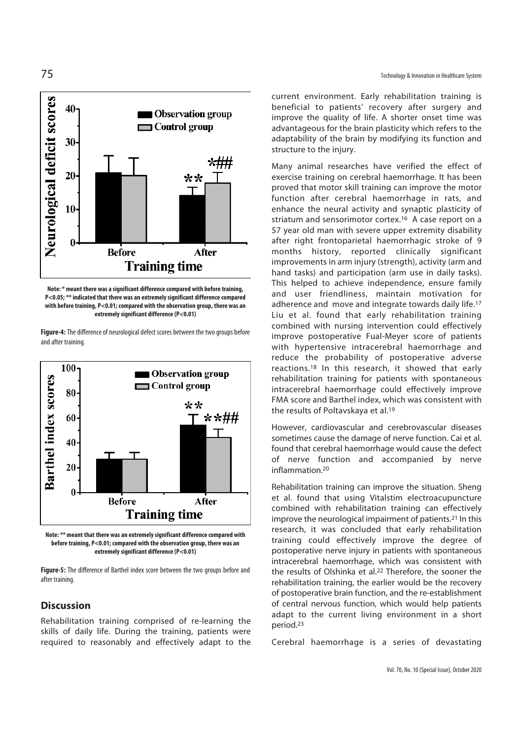Note: * meant there was a significant difference compared with before training, P<0.05; ** indicated that there was an extremely significant difference compared with before training, P<0.01; compared with the observation group, there was an extremely significant difference (P<0.01)

**Figure-4:** The difference of neurological defect scores between the two groups before and after training.

Note: ** meant that there was an extremely significant difference compared with before training, P<0.01; compared with the observation group, there was an extremely significant difference (P<0.01)

**Figure-5:** The difference of Barthel index score between the two groups before and after training.

## Discussion

Rehabilitation training comprised of re-learning the skills of daily life. During the training, patients were required to reasonably and effectively adapt to the current environment. Early rehabilitation training is beneficial to patients' recovery after surgery and improve the quality of life. A shorter onset time was advantageous for the brain plasticity which refers to the adaptability of the brain by modifying its function and structure to the injury.

Many animal researches have verified the effect of exercise training on cerebral haemorrhage. It has been proved that motor skill training can improve the motor function after cerebral haemorrhage in rats, and enhance the neural activity and synaptic plasticity of striatum and sensorimotor cortex.[16] A case report on a 57 year old man with severe upper extremity disability after right frontoparietal haemorrhagic stroke of 9 months history, reported clinically significant improvements in arm injury (strength), activity (arm and hand tasks) and participation (arm use in daily tasks). This helped to achieve independence, ensure family and user friendliness, maintain motivation for adherence and move and integrate towards daily life.[17] Liu et al. found that early rehabilitation training combined with nursing intervention could effectively improve postoperative Fual-Meyer score of patients with hypertensive intracerebral haemorrhage and reduce the probability of postoperative adverse reactions.[18] In this research, it showed that early rehabilitation training for patients with spontaneous intracerebral haemorrhage could effectively improve FMA score and Barthel index, which was consistent with the results of Poltavskaya et al.[19]

However, cardiovascular and cerebrovascular diseases sometimes cause the damage of nerve function. Cai et al. found that cerebral haemorrhage would cause the defect of nerve function and accompanied by nerve inflammation.[20]

Rehabilitation training can improve the situation. Sheng et al. found that using Vitalstim electroacupuncture combined with rehabilitation training can effectively improve the neurological impairment of patients.[21] In this research, it was concluded that early rehabilitation training could effectively improve the degree of postoperative nerve injury in patients with spontaneous intracerebral haemorrhage, which was consistent with the results of Olshinka et al.[22] Therefore, the sooner the rehabilitation training, the earlier would be the recovery of postoperative brain function, and the re-establishment of central nervous function, which would help patients adapt to the current living environment in a short period.[23]

Cerebral haemorrhage is a series of devastating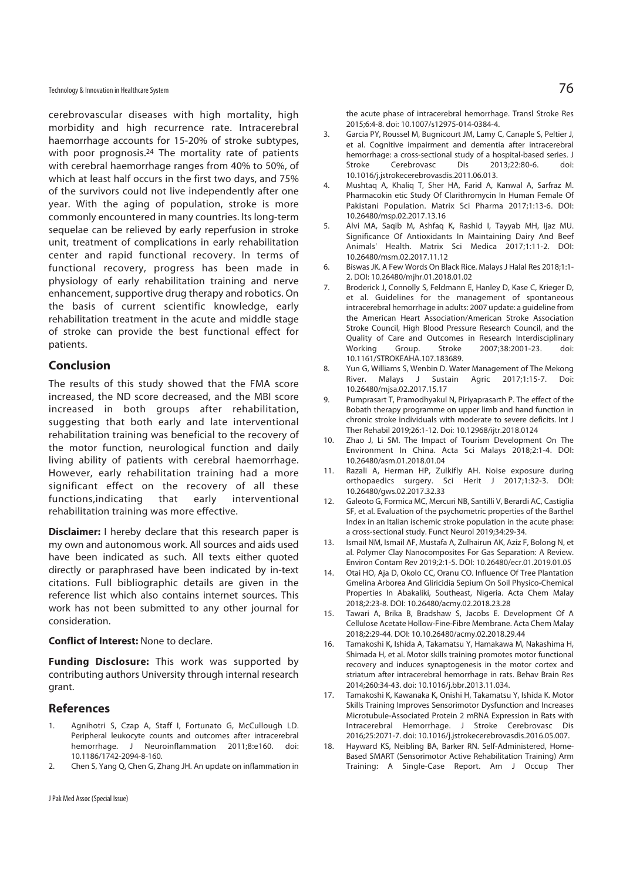cerebrovascular diseases with high mortality, high morbidity and high recurrence rate. Intracerebral haemorrhage accounts for 15-20% of stroke subtypes, with poor prognosis.[24] The mortality rate of patients with cerebral haemorrhage ranges from 40% to 50%, of which at least half occurs in the first two days, and 75% of the survivors could not live independently after one year. With the aging of population, stroke is more commonly encountered in many countries. Its long-term sequelae can be relieved by early reperfusion in stroke unit, treatment of complications in early rehabilitation center and rapid functional recovery. In terms of functional recovery, progress has been made in physiology of early rehabilitation training and nerve enhancement, supportive drug therapy and robotics. On the basis of current scientific knowledge, early rehabilitation treatment in the acute and middle stage of stroke can provide the best functional effect for patients.

## Conclusion

The results of this study showed that the FMA score increased, the ND score decreased, and the MBI score increased in both groups after rehabilitation, suggesting that both early and late interventional rehabilitation training was beneficial to the recovery of the motor function, neurological function and daily living ability of patients with cerebral haemorrhage. However, early rehabilitation training had a more significant effect on the recovery of all these functions,indicating that early interventional rehabilitation training was more effective.

**Disclaimer:** I hereby declare that this research paper is my own and autonomous work. All sources and aids used have been indicated as such. All texts either quoted directly or paraphrased have been indicated by in-text citations. Full bibliographic details are given in the reference list which also contains internet sources. This work has not been submitted to any other journal for consideration.

**Conflict of Interest:** None to declare.

**Funding Disclosure:** This work was supported by contributing authors University through internal research grant.

## References

1. Agnihotri S, Czap A, Staff I, Fortunato G, McCullough LD. Peripheral leukocyte counts and outcomes after intracerebral hemorrhage. J Neuroinflammation 2011;8:e160. doi: 10.1186/1742-2094-8-160.
2. Chen S, Yang Q, Chen G, Zhang JH. An update on inflammation in the acute phase of intracerebral hemorrhage. Transl Stroke Res 2015;6:4-8. doi: 10.1007/s12975-014-0384-4.
3. Garcia PY, Roussel M, Bugnicourt JM, Lamy C, Canaple S, Peltier J, et al. Cognitive impairment and dementia after intracerebral hemorrhage: a cross-sectional study of a hospital-based series. J Stroke Cerebrovasc Dis 2013;22:80-6. doi: 10.1016/j.jstrokecerebrovasdis.2011.06.013.
4. Mushtaq A, Khaliq T, Sher HA, Farid A, Kanwal A, Sarfraz M. Pharmacokin etic Study Of Clarithromycin In Human Female Of Pakistani Population. Matrix Sci Pharma 2017;1:13-6. DOI: 10.26480/msp.02.2017.13.16
5. Alvi MA, Saqib M, Ashfaq K, Rashid I, Tayyab MH, Ijaz MU. Significance Of Antioxidants In Maintaining Dairy And Beef Animals' Health. Matrix Sci Medica 2017;1:11-2. DOI: 10.26480/msm.02.2017.11.12
6. Biswas JK. A Few Words On Black Rice. Malays J Halal Res 2018;1:1-2. DOI: 10.26480/mjhr.01.2018.01.02
7. Broderick J, Connolly S, Feldmann E, Hanley D, Kase C, Krieger D, et al. Guidelines for the management of spontaneous intracerebral hemorrhage in adults: 2007 update: a guideline from the American Heart Association/American Stroke Association Stroke Council, High Blood Pressure Research Council, and the Quality of Care and Outcomes in Research Interdisciplinary Working Group. Stroke 2007;38:2001-23. doi: 10.1161/STROKEAHA.107.183689.
8. Yun G, Williams S, Wenbin D. Water Management of The Mekong River. Malays J Sustain Agric 2017;1:15-7. Doi: 10.26480/mjsa.02.2017.15.17
9. Pumprasart T, Pramodhyakul N, Piriyaprasarth P. The effect of the Bobath therapy programme on upper limb and hand function in chronic stroke individuals with moderate to severe deficits. Int J Ther Rehabil 2019;26:1-12. Doi: 10.12968/ijtr.2018.0124
10. Zhao J, Li SM. The Impact of Tourism Development On The Environment In China. Acta Sci Malays 2018;2:1-4. DOI: 10.26480/asm.01.2018.01.04
11. Razali A, Herman HP, Zulkifly AH. Noise exposure during orthopaedics surgery. Sci Herit J 2017;1:32-3. DOI: 10.26480/gws.02.2017.32.33
12. Galeoto G, Formica MC, Mercuri NB, Santilli V, Berardi AC, Castiglia SF, et al. Evaluation of the psychometric properties of the Barthel Index in an Italian ischemic stroke population in the acute phase: a cross-sectional study. Funct Neurol 2019;34:29-34.
13. Ismail NM, Ismail AF, Mustafa A, Zulhairun AK, Aziz F, Bolong N, et al. Polymer Clay Nanocomposites For Gas Separation: A Review. Environ Contam Rev 2019;2:1-5. DOI: 10.26480/ecr.01.2019.01.05
14. Otai HO, Aja D, Okolo CC, Oranu CO. Influence Of Tree Plantation Gmelina Arborea And Gliricidia Sepium On Soil Physico-Chemical Properties In Abakaliki, Southeast, Nigeria. Acta Chem Malay 2018;2:23-8. DOI: 10.26480/acmy.02.2018.23.28
15. Tawari A, Brika B, Bradshaw S, Jacobs E. Development Of A Cellulose Acetate Hollow-Fine-Fibre Membrane. Acta Chem Malay 2018;2:29-44. DOI: 10.10.26480/acmy.02.2018.29.44
16. Tamakoshi K, Ishida A, Takamatsu Y, Hamakawa M, Nakashima H, Shimada H, et al. Motor skills training promotes motor functional recovery and induces synaptogenesis in the motor cortex and striatum after intracerebral hemorrhage in rats. Behav Brain Res 2014;260:34-43. doi: 10.1016/j.bbr.2013.11.034.
17. Tamakoshi K, Kawanaka K, Onishi H, Takamatsu Y, Ishida K. Motor Skills Training Improves Sensorimotor Dysfunction and Increases Microtubule-Associated Protein 2 mRNA Expression in Rats with Intracerebral Hemorrhage. J Stroke Cerebrovasc Dis 2016;25:2071-7. doi: 10.1016/j.jstrokecerebrovasdis.2016.05.007.
18. Hayward KS, Neibling BA, Barker RN. Self-Administered, Home-Based SMART (Sensorimotor Active Rehabilitation Training) Arm Training: A Single-Case Report. Am J Occup Ther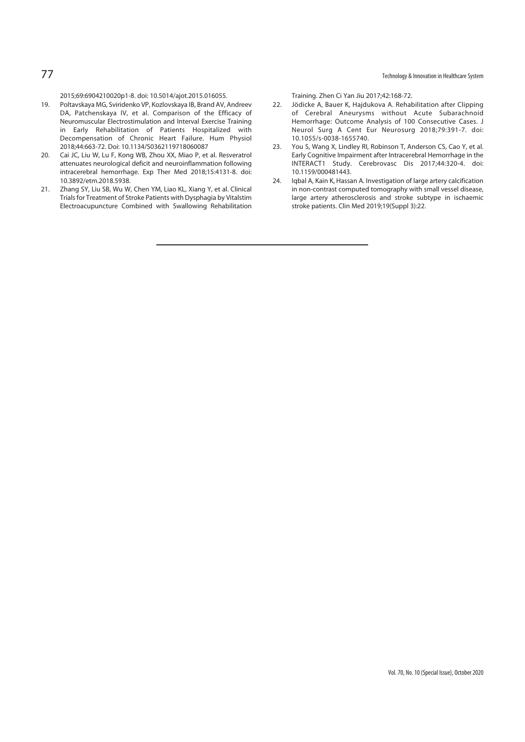2015;69:6904210020p1-8. doi: 10.5014/ajot.2015.016055.

19. Poltavskaya MG, Sviridenko VP, Kozlovskaya IB, Brand AV, Andreev DA, Patchenskaya IV, et al. Comparison of the Efficacy of Neuromuscular Electrostimulation and Interval Exercise Training in Early Rehabilitation of Patients Hospitalized with Decompensation of Chronic Heart Failure. Hum Physiol 2018;44:663-72. Doi: 10.1134/S0362119718060087
20. Cai JC, Liu W, Lu F, Kong WB, Zhou XX, Miao P, et al. Resveratrol attenuates neurological deficit and neuroinflammation following intracerebral hemorrhage. Exp Ther Med 2018;15:4131-8. doi: 10.3892/etm.2018.5938.
21. Zhang SY, Liu SB, Wu W, Chen YM, Liao KL, Xiang Y, et al. Clinical Trials for Treatment of Stroke Patients with Dysphagia by Vitalstim Electroacupuncture Combined with Swallowing Rehabilitation Training. Zhen Ci Yan Jiu 2017;42:168-72.
22. Jödicke A, Bauer K, Hajdukova A. Rehabilitation after Clipping of Cerebral Aneurysms without Acute Subarachnoid Hemorrhage: Outcome Analysis of 100 Consecutive Cases. J Neurol Surg A Cent Eur Neurosurg 2018;79:391-7. doi: 10.1055/s-0038-1655740.
23. You S, Wang X, Lindley RI, Robinson T, Anderson CS, Cao Y, et al. Early Cognitive Impairment after Intracerebral Hemorrhage in the INTERACT1 Study. Cerebrovasc Dis 2017;44:320-4. doi: 10.1159/000481443.
24. Iqbal A, Kain K, Hassan A. Investigation of large artery calcification in non-contrast computed tomography with small vessel disease, large artery atherosclerosis and stroke subtype in ischaemic stroke patients. Clin Med 2019;19(Suppl 3):22.